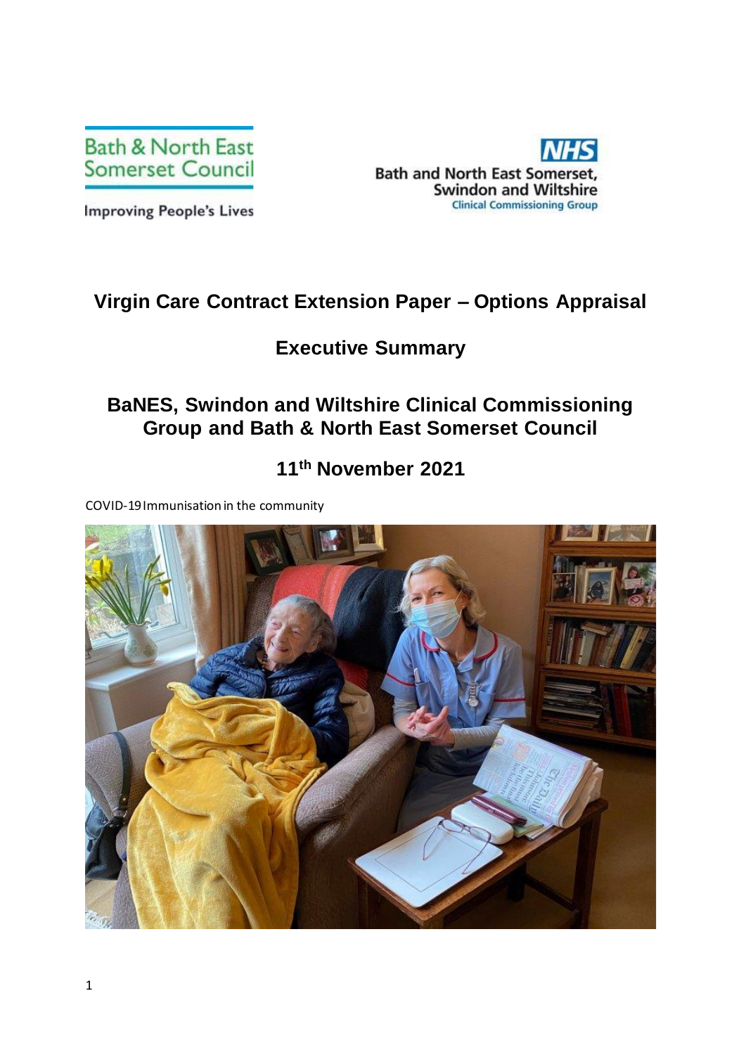Bath & North East Somerset Council

Improving People's Lives

NHS

Bath and North East Somerset, Swindon and Wiltshire

Clinical Commissioning Group

# Virgin Care Contract Extension Paper – Options Appraisal

## Executive Summary

## BaNES, Swindon and Wiltshire Clinical Commissioning Group and Bath & North East Somerset Council

## 11th November 2021

COVID-19 Immunisation in the community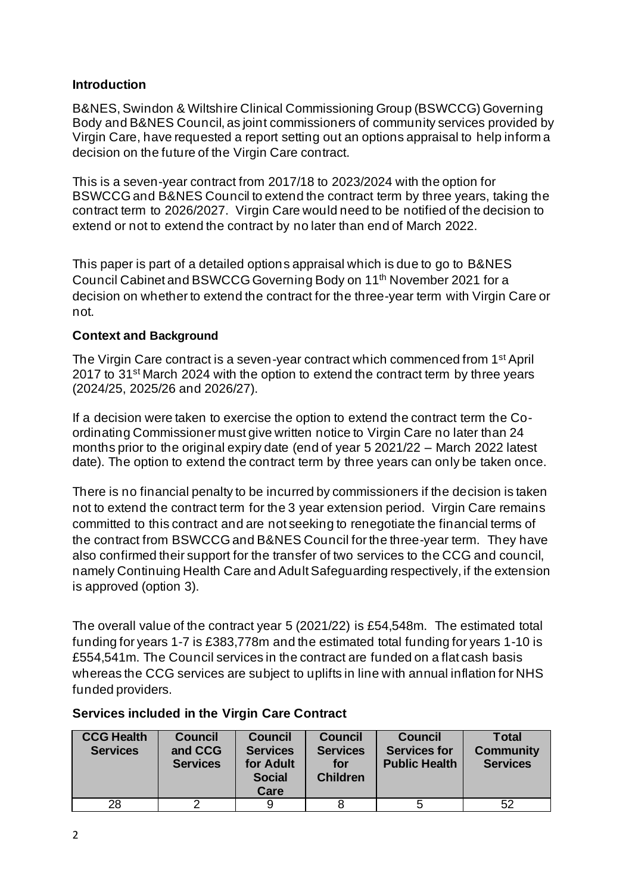**Introduction**

B&NES, Swindon & Wiltshire Clinical Commissioning Group (BSWCCG) Governing Body and B&NES Council, as joint commissioners of community services provided by Virgin Care, have requested a report setting out an options appraisal to help inform a decision on the future of the Virgin Care contract.

This is a seven-year contract from 2017/18 to 2023/2024 with the option for BSWCCG and B&NES Council to extend the contract term by three years, taking the contract term to 2026/2027. Virgin Care would need to be notified of the decision to extend or not to extend the contract by no later than end of March 2022.

This paper is part of a detailed options appraisal which is due to go to B&NES Council Cabinet and BSWCCG Governing Body on 11th November 2021 for a decision on whether to extend the contract for the three-year term with Virgin Care or not.

**Context and Background**

The Virgin Care contract is a seven-year contract which commenced from 1st April 2017 to 31st March 2024 with the option to extend the contract term by three years (2024/25, 2025/26 and 2026/27).

If a decision were taken to exercise the option to extend the contract term the Co-ordinating Commissioner must give written notice to Virgin Care no later than 24 months prior to the original expiry date (end of year 5 2021/22 – March 2022 latest date). The option to extend the contract term by three years can only be taken once.

There is no financial penalty to be incurred by commissioners if the decision is taken not to extend the contract term for the 3 year extension period. Virgin Care remains committed to this contract and are not seeking to renegotiate the financial terms of the contract from BSWCCG and B&NES Council for the three-year term. They have also confirmed their support for the transfer of two services to the CCG and council, namely Continuing Health Care and Adult Safeguarding respectively, if the extension is approved (option 3).

The overall value of the contract year 5 (2021/22) is £54,548m. The estimated total funding for years 1-7 is £383,778m and the estimated total funding for years 1-10 is £554,541m. The Council services in the contract are funded on a flat cash basis whereas the CCG services are subject to uplifts in line with annual inflation for NHS funded providers.

**Services included in the Virgin Care Contract**

| CCG Health Services | Council and CCG Services | Council Services for Adult Social Care | Council Services for Children | Council Services for Public Health | Total Community Services |
|---|---|---|---|---|---|
| 28 | 2 | 9 | 8 | 5 | 52 |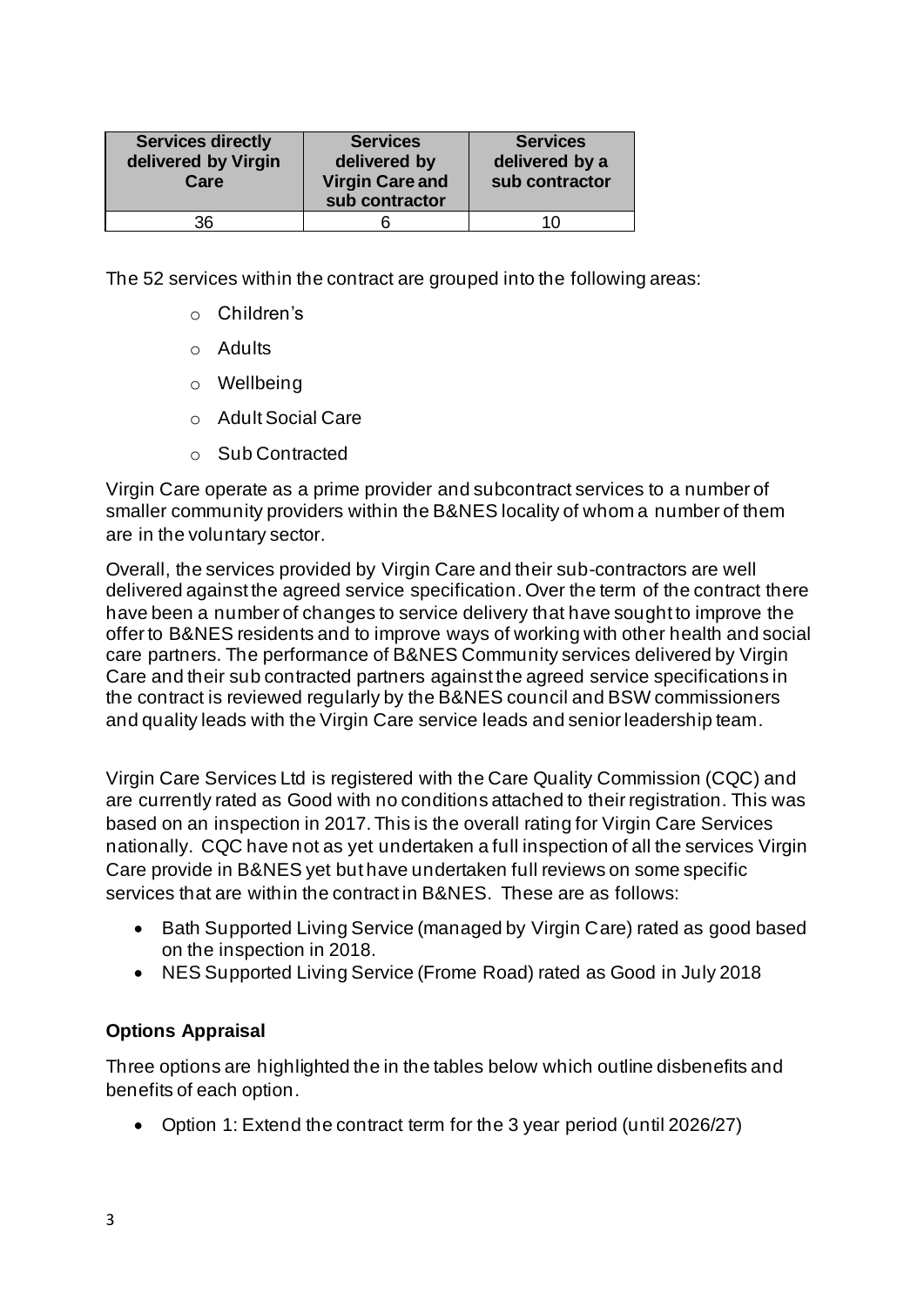| Services directly delivered by Virgin Care | Services delivered by Virgin Care and sub contractor | Services delivered by a sub contractor |
|---|---|---|
| 36 | 6 | 10 |

The 52 services within the contract are grouped into the following areas:

- Children's
- Adults
- Wellbeing
- Adult Social Care
- Sub Contracted

Virgin Care operate as a prime provider and subcontract services to a number of smaller community providers within the B&NES locality of whom a number of them are in the voluntary sector.

Overall, the services provided by Virgin Care and their sub-contractors are well delivered against the agreed service specification. Over the term of the contract there have been a number of changes to service delivery that have sought to improve the offer to B&NES residents and to improve ways of working with other health and social care partners. The performance of B&NES Community services delivered by Virgin Care and their sub contracted partners against the agreed service specifications in the contract is reviewed regularly by the B&NES council and BSW commissioners and quality leads with the Virgin Care service leads and senior leadership team.

Virgin Care Services Ltd is registered with the Care Quality Commission (CQC) and are currently rated as Good with no conditions attached to their registration. This was based on an inspection in 2017. This is the overall rating for Virgin Care Services nationally. CQC have not as yet undertaken a full inspection of all the services Virgin Care provide in B&NES yet but have undertaken full reviews on some specific services that are within the contract in B&NES. These are as follows:

- Bath Supported Living Service (managed by Virgin Care) rated as good based on the inspection in 2018.
- NES Supported Living Service (Frome Road) rated as Good in July 2018

**Options Appraisal**

Three options are highlighted the in the tables below which outline disbenefits and benefits of each option.

- Option 1: Extend the contract term for the 3 year period (until 2026/27)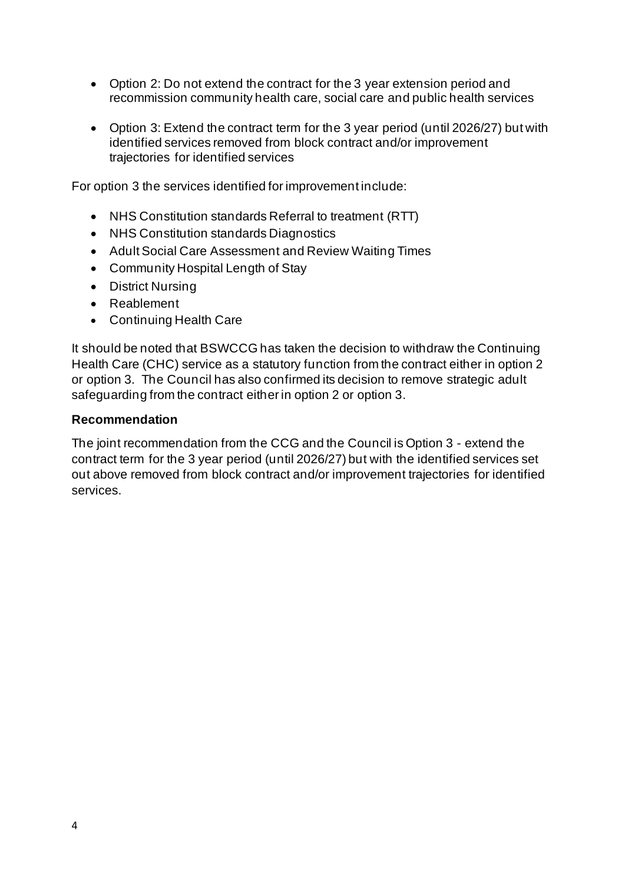- Option 2: Do not extend the contract for the 3 year extension period and recommission community health care, social care and public health services
- Option 3: Extend the contract term for the 3 year period (until 2026/27) but with identified services removed from block contract and/or improvement trajectories for identified services

For option 3 the services identified for improvement include:

- NHS Constitution standards Referral to treatment (RTT)
- NHS Constitution standards Diagnostics
- Adult Social Care Assessment and Review Waiting Times
- Community Hospital Length of Stay
- District Nursing
- Reablement
- Continuing Health Care

It should be noted that BSWCCG has taken the decision to withdraw the Continuing Health Care (CHC) service as a statutory function from the contract either in option 2 or option 3. The Council has also confirmed its decision to remove strategic adult safeguarding from the contract either in option 2 or option 3.

**Recommendation**

The joint recommendation from the CCG and the Council is Option 3 - extend the contract term for the 3 year period (until 2026/27) but with the identified services set out above removed from block contract and/or improvement trajectories for identified services.